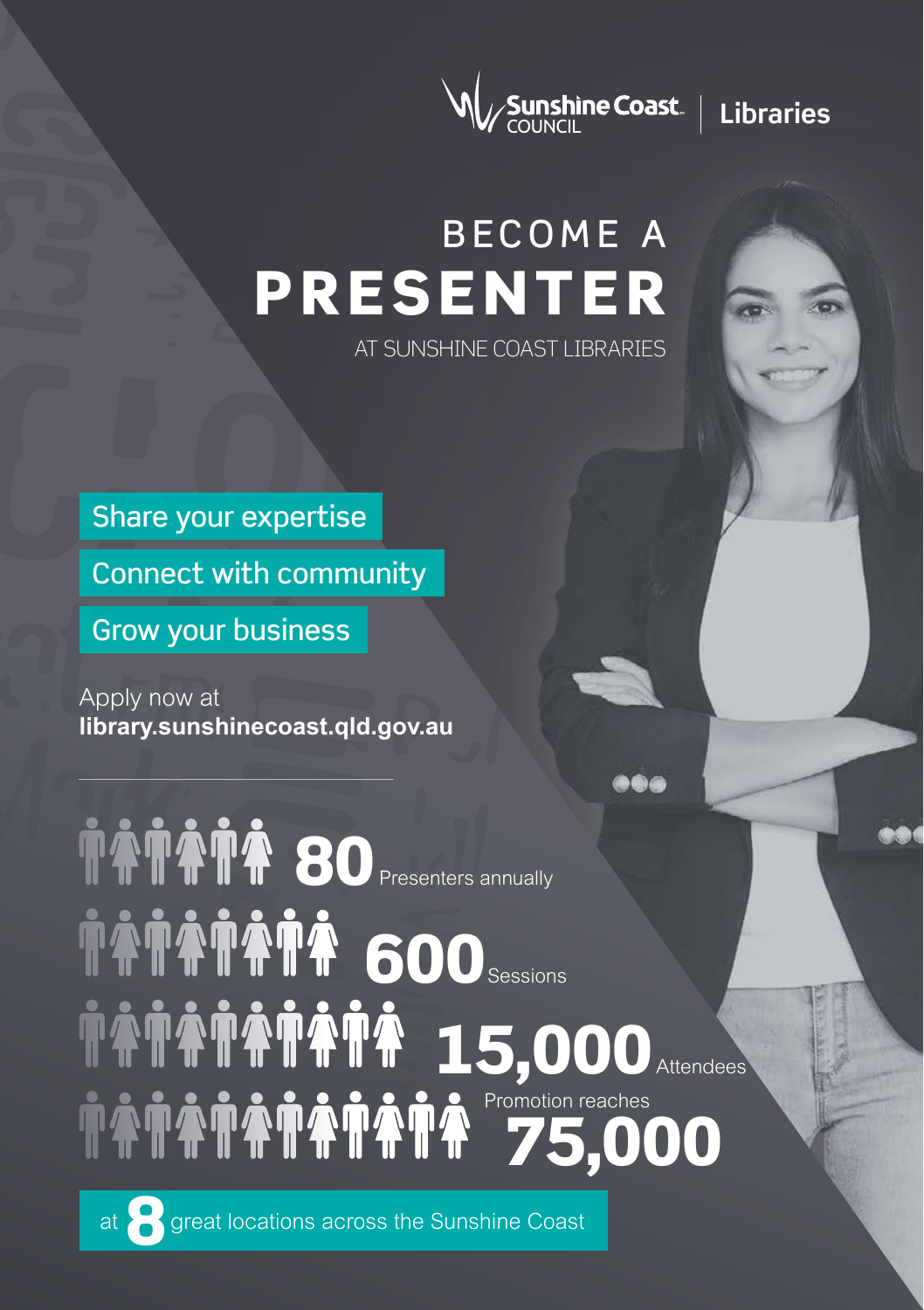Sunshine Coast COUNCIL | Libraries

# BECOME A PRESENTER

AT SUNSHINE COAST LIBRARIES

Share your expertise

Connect with community

Grow your business

Apply now at
**library.sunshinecoast.qld.gov.au**

**80** Presenters annually

**600** Sessions

**15,000** Attendees

Promotion reaches **75,000**

at **8** great locations across the Sunshine Coast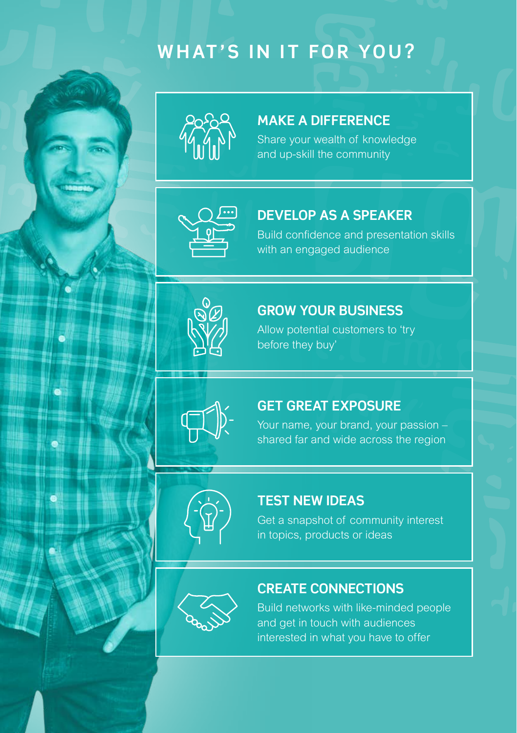# WHAT'S IN IT FOR YOU?

## MAKE A DIFFERENCE

Share your wealth of knowledge and up-skill the community

## DEVELOP AS A SPEAKER

Build confidence and presentation skills with an engaged audience

## GROW YOUR BUSINESS

Allow potential customers to 'try before they buy'

## GET GREAT EXPOSURE

Your name, your brand, your passion – shared far and wide across the region

## TEST NEW IDEAS

Get a snapshot of community interest in topics, products or ideas

## CREATE CONNECTIONS

Build networks with like-minded people and get in touch with audiences interested in what you have to offer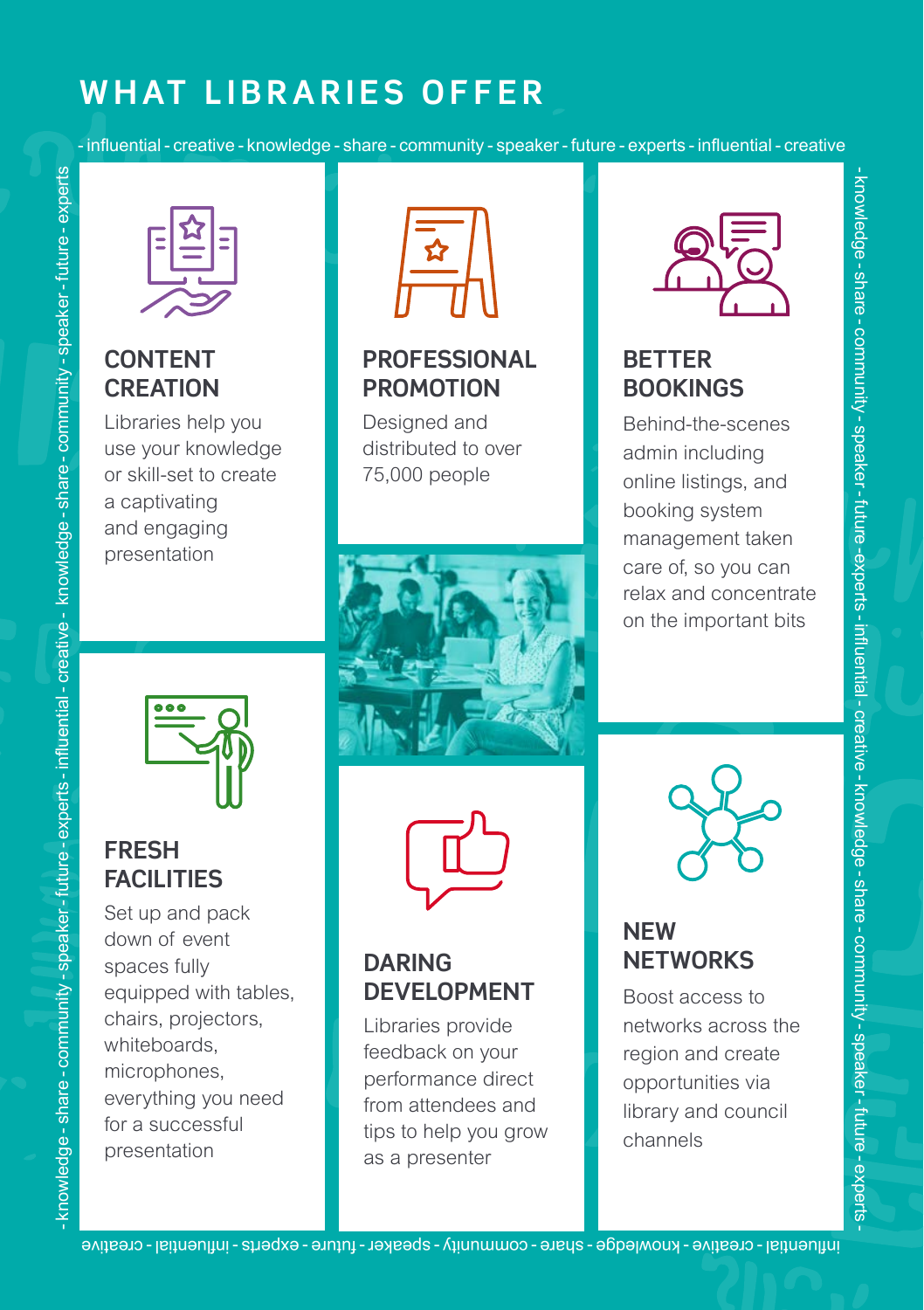# WHAT LIBRARIES OFFER

- influential - creative - knowledge - share - community - speaker - future - experts - influential - creative

## CONTENT CREATION

Libraries help you use your knowledge or skill-set to create a captivating and engaging presentation

## PROFESSIONAL PROMOTION

Designed and distributed to over 75,000 people

## BETTER BOOKINGS

Behind-the-scenes admin including online listings, and booking system management taken care of, so you can relax and concentrate on the important bits

## FRESH FACILITIES

Set up and pack down of event spaces fully equipped with tables, chairs, projectors, whiteboards, microphones, everything you need for a successful presentation

## DARING DEVELOPMENT

Libraries provide feedback on your performance direct from attendees and tips to help you grow as a presenter

## NEW NETWORKS

Boost access to networks across the region and create opportunities via library and council channels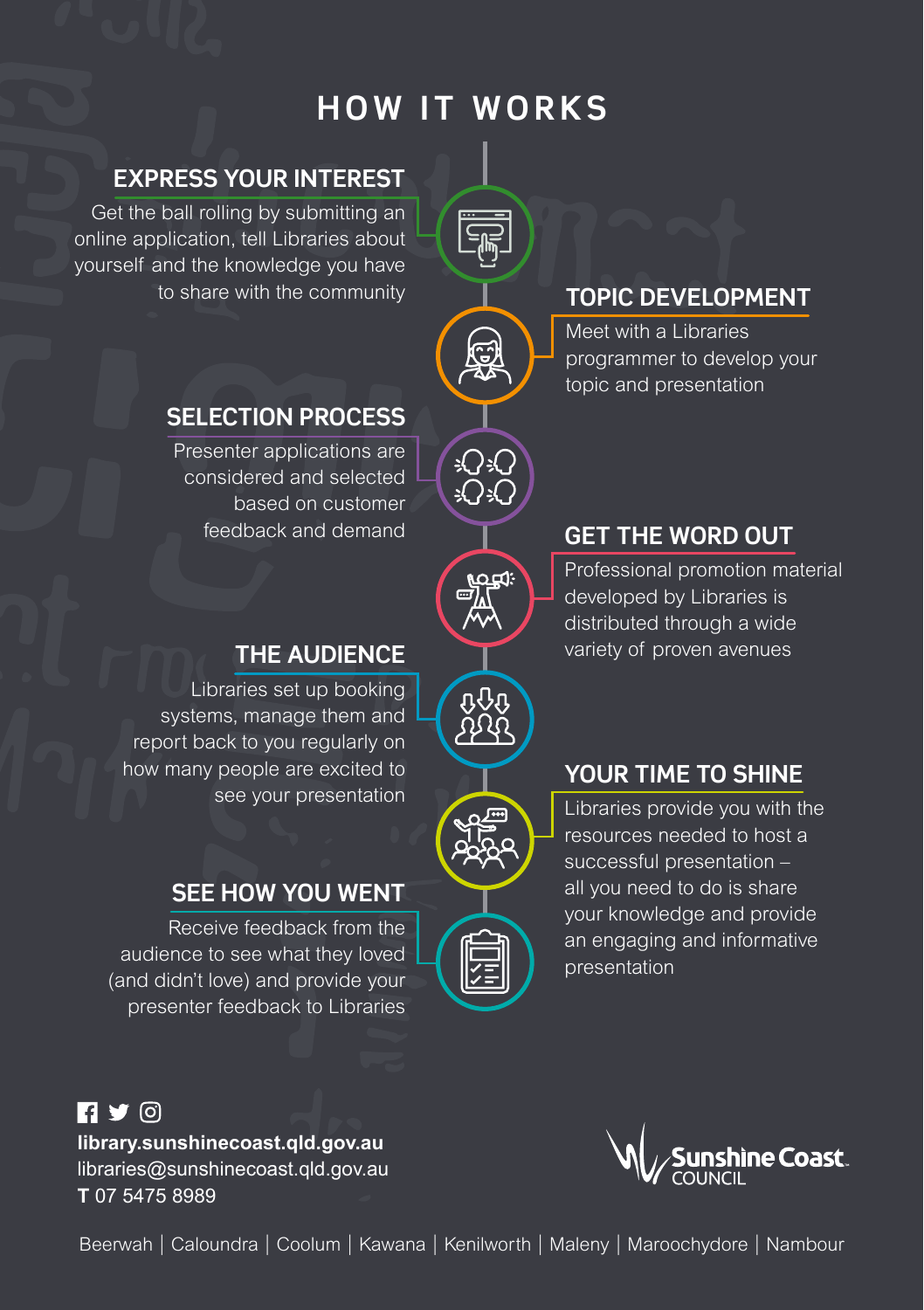# HOW IT WORKS

## EXPRESS YOUR INTEREST

Get the ball rolling by submitting an online application, tell Libraries about yourself and the knowledge you have to share with the community

## TOPIC DEVELOPMENT

Meet with a Libraries programmer to develop your topic and presentation

## SELECTION PROCESS

Presenter applications are considered and selected based on customer feedback and demand

## GET THE WORD OUT

Professional promotion material developed by Libraries is distributed through a wide variety of proven avenues

## THE AUDIENCE

Libraries set up booking systems, manage them and report back to you regularly on how many people are excited to see your presentation

## YOUR TIME TO SHINE

Libraries provide you with the resources needed to host a successful presentation – all you need to do is share your knowledge and provide an engaging and informative presentation

## SEE HOW YOU WENT

Receive feedback from the audience to see what they loved (and didn't love) and provide your presenter feedback to Libraries

**library.sunshinecoast.qld.gov.au**
libraries@sunshinecoast.qld.gov.au
**T** 07 5475 8989

Sunshine Coast COUNCIL

Beerwah | Caloundra | Coolum | Kawana | Kenilworth | Maleny | Maroochydore | Nambour